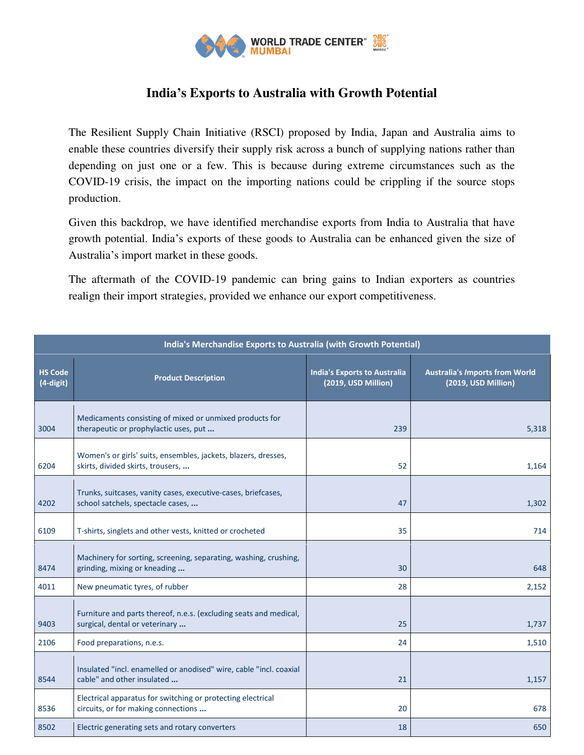# India's Exports to Australia with Growth Potential

The Resilient Supply Chain Initiative (RSCI) proposed by India, Japan and Australia aims to enable these countries diversify their supply risk across a bunch of supplying nations rather than depending on just one or a few. This is because during extreme circumstances such as the COVID-19 crisis, the impact on the importing nations could be crippling if the source stops production.

Given this backdrop, we have identified merchandise exports from India to Australia that have growth potential. India's exports of these goods to Australia can be enhanced given the size of Australia's import market in these goods.

The aftermath of the COVID-19 pandemic can bring gains to Indian exporters as countries realign their import strategies, provided we enhance our export competitiveness.

| India's Merchandise Exports to Australia (with Growth Potential) | | | |
|---|---|---|---|
| **HS Code (4-digit)** | **Product Description** | **India's Exports to Australia (2019, USD Million)** | **Australia's Imports from World (2019, USD Million)** |
| 3004 | Medicaments consisting of mixed or unmixed products for therapeutic or prophylactic uses, put **...** | 239 | 5,318 |
| 6204 | Women's or girls' suits, ensembles, jackets, blazers, dresses, skirts, divided skirts, trousers, **...** | 52 | 1,164 |
| 4202 | Trunks, suitcases, vanity cases, executive-cases, briefcases, school satchels, spectacle cases, **...** | 47 | 1,302 |
| 6109 | T-shirts, singlets and other vests, knitted or crocheted | 35 | 714 |
| 8474 | Machinery for sorting, screening, separating, washing, crushing, grinding, mixing or kneading **...** | 30 | 648 |
| 4011 | New pneumatic tyres, of rubber | 28 | 2,152 |
| 9403 | Furniture and parts thereof, n.e.s. (excluding seats and medical, surgical, dental or veterinary **...** | 25 | 1,737 |
| 2106 | Food preparations, n.e.s. | 24 | 1,510 |
| 8544 | Insulated "incl. enamelled or anodised" wire, cable "incl. coaxial cable" and other insulated **...** | 21 | 1,157 |
| 8536 | Electrical apparatus for switching or protecting electrical circuits, or for making connections **...** | 20 | 678 |
| 8502 | Electric generating sets and rotary converters | 18 | 650 |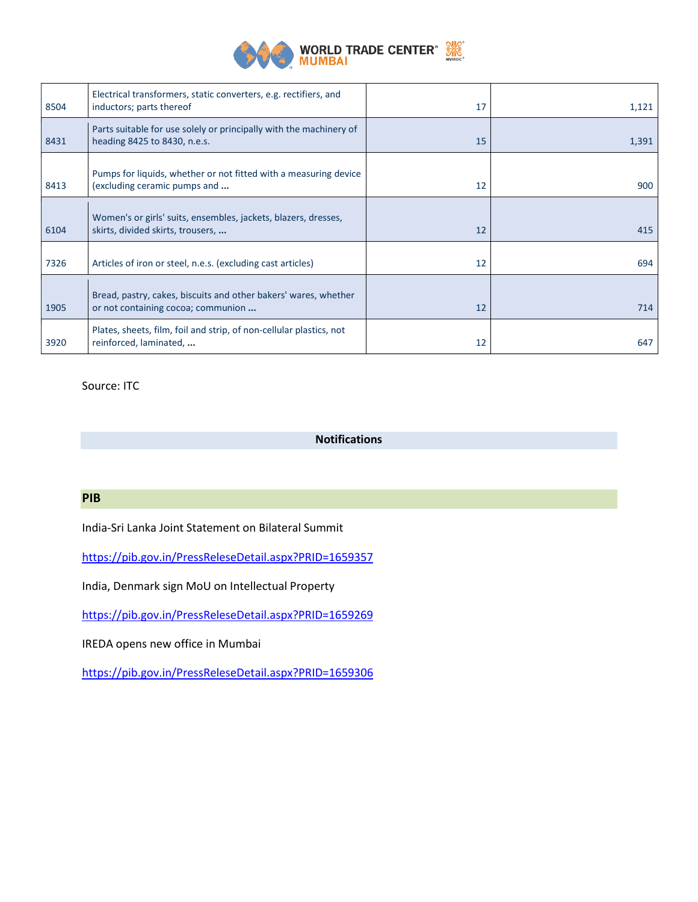| | | | |
|---|---|---|---|
| 8504 | Electrical transformers, static converters, e.g. rectifiers, and inductors; parts thereof | 17 | 1,121 |
| 8431 | Parts suitable for use solely or principally with the machinery of heading 8425 to 8430, n.e.s. | 15 | 1,391 |
| 8413 | Pumps for liquids, whether or not fitted with a measuring device (excluding ceramic pumps and ... | 12 | 900 |
| 6104 | Women's or girls' suits, ensembles, jackets, blazers, dresses, skirts, divided skirts, trousers, ... | 12 | 415 |
| 7326 | Articles of iron or steel, n.e.s. (excluding cast articles) | 12 | 694 |
| 1905 | Bread, pastry, cakes, biscuits and other bakers' wares, whether or not containing cocoa; communion ... | 12 | 714 |
| 3920 | Plates, sheets, film, foil and strip, of non-cellular plastics, not reinforced, laminated, ... | 12 | 647 |

Source: ITC

## Notifications

### PIB

India-Sri Lanka Joint Statement on Bilateral Summit

https://pib.gov.in/PressReleseDetail.aspx?PRID=1659357

India, Denmark sign MoU on Intellectual Property

https://pib.gov.in/PressReleseDetail.aspx?PRID=1659269

IREDA opens new office in Mumbai

https://pib.gov.in/PressReleseDetail.aspx?PRID=1659306